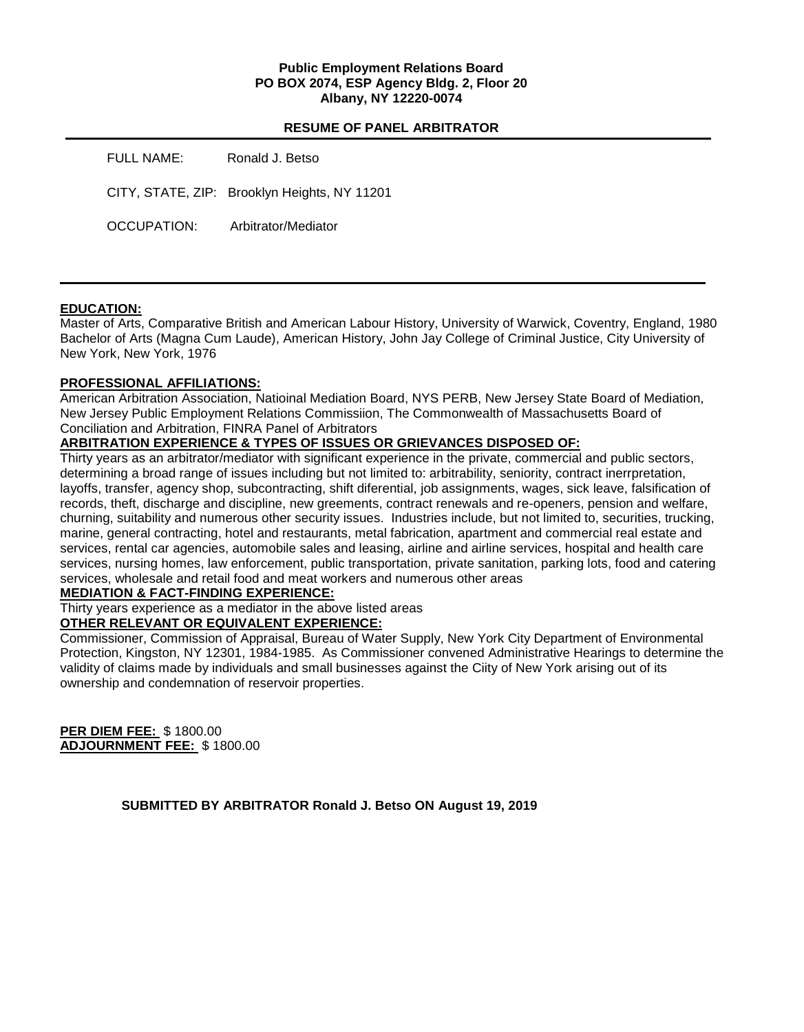**Public Employment Relations Board**
**PO BOX 2074, ESP Agency Bldg. 2, Floor 20**
**Albany, NY 12220-0074**

## RESUME OF PANEL ARBITRATOR

FULL NAME: Ronald J. Betso

CITY, STATE, ZIP: Brooklyn Heights, NY 11201

OCCUPATION: Arbitrator/Mediator

---

**EDUCATION:**

Master of Arts, Comparative British and American Labour History, University of Warwick, Coventry, England, 1980
Bachelor of Arts (Magna Cum Laude), American History, John Jay College of Criminal Justice, City University of New York, New York, 1976

**PROFESSIONAL AFFILIATIONS:**

American Arbitration Association, Natioinal Mediation Board, NYS PERB, New Jersey State Board of Mediation, New Jersey Public Employment Relations Commissiion, The Commonwealth of Massachusetts Board of Conciliation and Arbitration, FINRA Panel of Arbitrators

**ARBITRATION EXPERIENCE & TYPES OF ISSUES OR GRIEVANCES DISPOSED OF:**

Thirty years as an arbitrator/mediator with significant experience in the private, commercial and public sectors, determining a broad range of issues including but not limited to: arbitrability, seniority, contract inerrpretation, layoffs, transfer, agency shop, subcontracting, shift diferential, job assignments, wages, sick leave, falsification of records, theft, discharge and discipline, new greements, contract renewals and re-openers, pension and welfare, churning, suitability and numerous other security issues. Industries include, but not limited to, securities, trucking, marine, general contracting, hotel and restaurants, metal fabrication, apartment and commercial real estate and services, rental car agencies, automobile sales and leasing, airline and airline services, hospital and health care services, nursing homes, law enforcement, public transportation, private sanitation, parking lots, food and catering services, wholesale and retail food and meat workers and numerous other areas

**MEDIATION & FACT-FINDING EXPERIENCE:**

Thirty years experience as a mediator in the above listed areas

**OTHER RELEVANT OR EQUIVALENT EXPERIENCE:**

Commissioner, Commission of Appraisal, Bureau of Water Supply, New York City Department of Environmental Protection, Kingston, NY 12301, 1984-1985. As Commissioner convened Administrative Hearings to determine the validity of claims made by individuals and small businesses against the Ciity of New York arising out of its ownership and condemnation of reservoir properties.

**PER DIEM FEE:** $ 1800.00
**ADJOURNMENT FEE:** $ 1800.00

**SUBMITTED BY ARBITRATOR Ronald J. Betso ON August 19, 2019**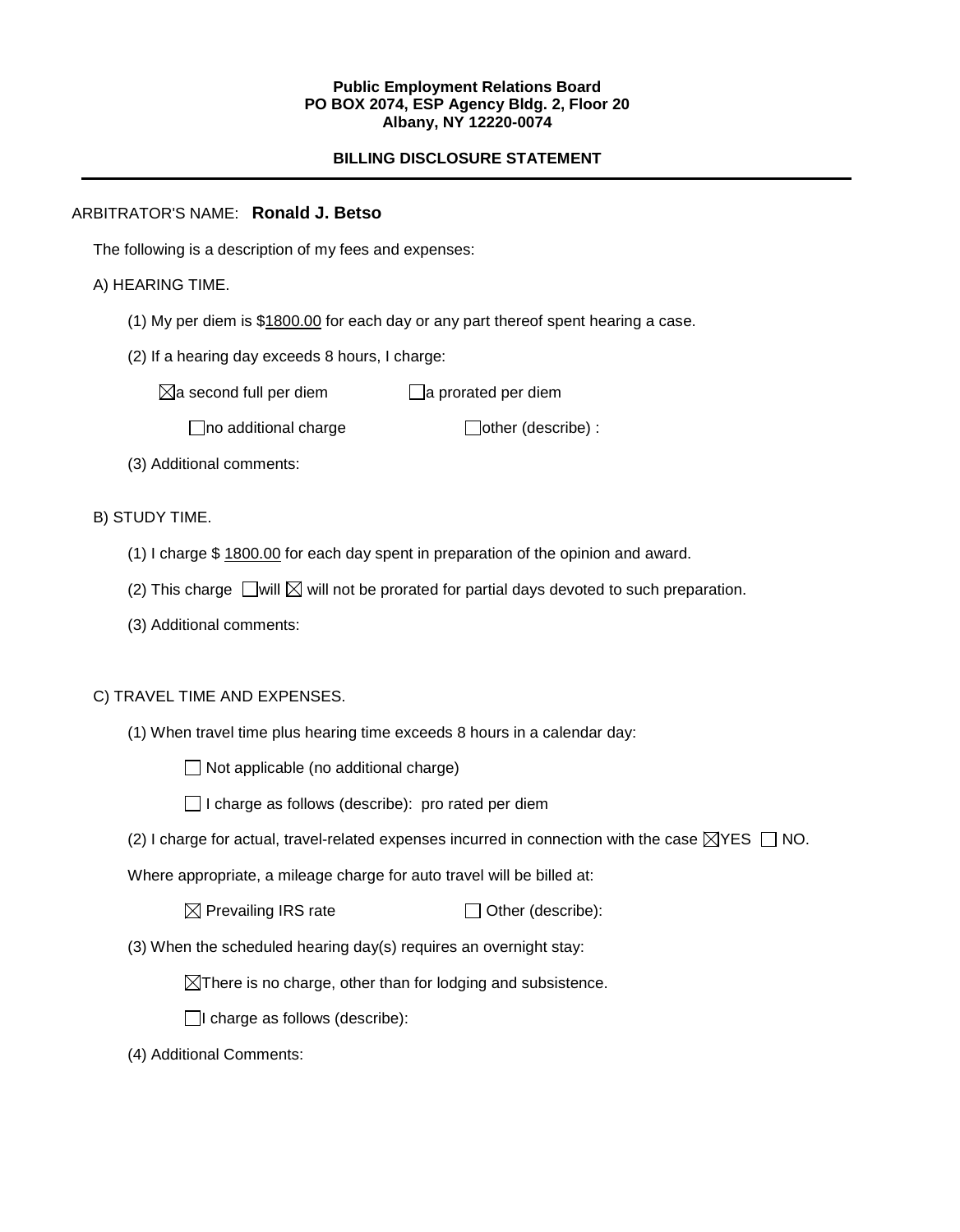**Public Employment Relations Board**
**PO BOX 2074, ESP Agency Bldg. 2, Floor 20**
**Albany, NY 12220-0074**

**BILLING DISCLOSURE STATEMENT**

---

ARBITRATOR'S NAME: **Ronald J. Betso**

The following is a description of my fees and expenses:

A) HEARING TIME.

(1) My per diem is $1800.00 for each day or any part thereof spent hearing a case.

(2) If a hearing day exceeds 8 hours, I charge:

☒ a second full per diem ☐ a prorated per diem

☐ no additional charge ☐ other (describe) :

(3) Additional comments:

B) STUDY TIME.

(1) I charge $ 1800.00 for each day spent in preparation of the opinion and award.

(2) This charge ☐ will ☒ will not be prorated for partial days devoted to such preparation.

(3) Additional comments:

C) TRAVEL TIME AND EXPENSES.

(1) When travel time plus hearing time exceeds 8 hours in a calendar day:

☐ Not applicable (no additional charge)

☐ I charge as follows (describe): pro rated per diem

(2) I charge for actual, travel-related expenses incurred in connection with the case ☒ YES ☐ NO.

Where appropriate, a mileage charge for auto travel will be billed at:

☒ Prevailing IRS rate ☐ Other (describe):

(3) When the scheduled hearing day(s) requires an overnight stay:

☒ There is no charge, other than for lodging and subsistence.

☐ I charge as follows (describe):

(4) Additional Comments: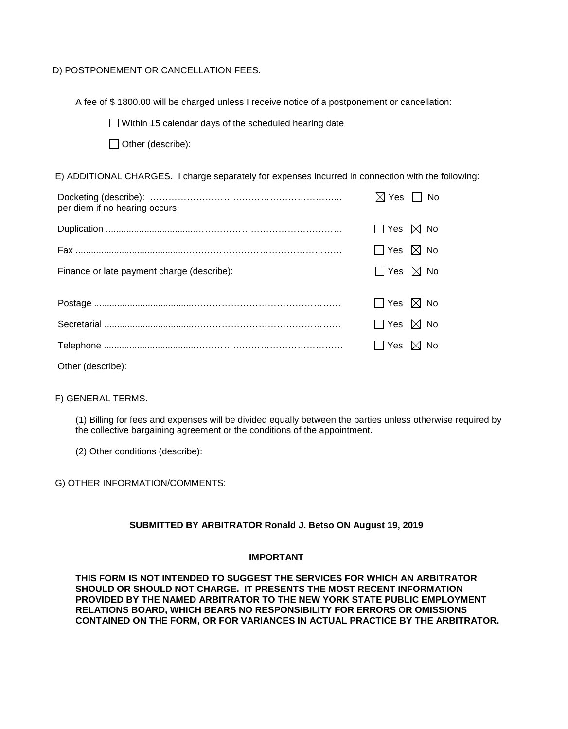D) POSTPONEMENT OR CANCELLATION FEES.

A fee of $ 1800.00 will be charged unless I receive notice of a postponement or cancellation:

☐ Within 15 calendar days of the scheduled hearing date

☐ Other (describe):

E) ADDITIONAL CHARGES. I charge separately for expenses incurred in connection with the following:

| | |
|---|---|
| Docketing (describe): ……………………………………………………….. per diem if no hearing occurs | ☒ Yes ☐ No |
| Duplication ……………………………………………………………………… | ☐ Yes ☒ No |
| Fax ……………………………………………………………………………… | ☐ Yes ☒ No |
| Finance or late payment charge (describe): | ☐ Yes ☒ No |
| Postage ………………………………………………………………………… | ☐ Yes ☒ No |
| Secretarial ……………………………………………………………………… | ☐ Yes ☒ No |
| Telephone ……………………………………………………………………… | ☐ Yes ☒ No |

Other (describe):

F) GENERAL TERMS.

(1) Billing for fees and expenses will be divided equally between the parties unless otherwise required by the collective bargaining agreement or the conditions of the appointment.

(2) Other conditions (describe):

G) OTHER INFORMATION/COMMENTS:

**SUBMITTED BY ARBITRATOR Ronald J. Betso ON August 19, 2019**

**IMPORTANT**

**THIS FORM IS NOT INTENDED TO SUGGEST THE SERVICES FOR WHICH AN ARBITRATOR SHOULD OR SHOULD NOT CHARGE. IT PRESENTS THE MOST RECENT INFORMATION PROVIDED BY THE NAMED ARBITRATOR TO THE NEW YORK STATE PUBLIC EMPLOYMENT RELATIONS BOARD, WHICH BEARS NO RESPONSIBILITY FOR ERRORS OR OMISSIONS CONTAINED ON THE FORM, OR FOR VARIANCES IN ACTUAL PRACTICE BY THE ARBITRATOR.**